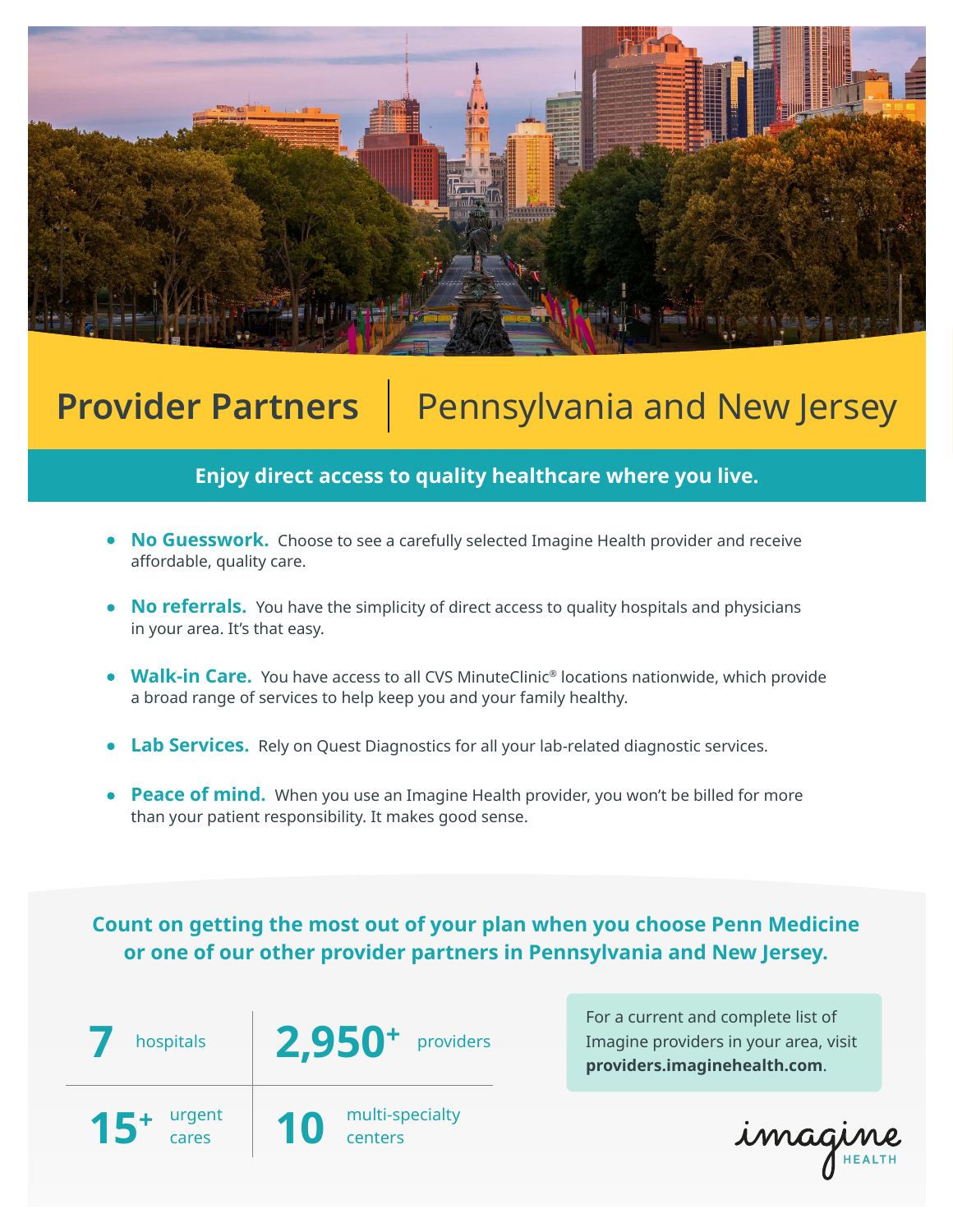# Provider Partners | Pennsylvania and New Jersey

**Enjoy direct access to quality healthcare where you live.**

- **No Guesswork.** Choose to see a carefully selected Imagine Health provider and receive affordable, quality care.
- **No referrals.** You have the simplicity of direct access to quality hospitals and physicians in your area. It's that easy.
- **Walk-in Care.** You have access to all CVS MinuteClinic® locations nationwide, which provide a broad range of services to help keep you and your family healthy.
- **Lab Services.** Rely on Quest Diagnostics for all your lab-related diagnostic services.
- **Peace of mind.** When you use an Imagine Health provider, you won't be billed for more than your patient responsibility. It makes good sense.

**Count on getting the most out of your plan when you choose Penn Medicine or one of our other provider partners in Pennsylvania and New Jersey.**

| | |
|---|---|
| **7** hospitals | **2,950+** providers |
| **15+** urgent cares | **10** multi-specialty centers |

For a current and complete list of Imagine providers in your area, visit **providers.imaginehealth.com**.

imagine HEALTH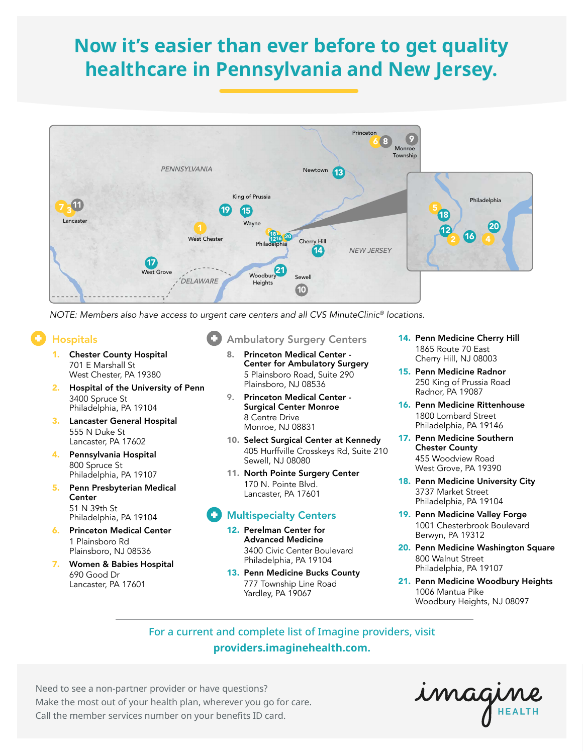# Now it's easier than ever before to get quality healthcare in Pennsylvania and New Jersey.

PENNSYLVANIA
NEW JERSEY
DELAWARE
Princeton 6 8
9 Monroe Township
Newtown 13
Lancaster 7 3 11
King of Prussia 19 15
Wayne
West Chester 1
Philadelphia 5 18 12 16 20
Cherry Hill 14
West Grove 17
Woodbury Heights 21
Sewell 10
Philadelphia 5 18 12 2 16 20 4

*NOTE: Members also have access to urgent care centers and all CVS MinuteClinic® locations.*

## Hospitals

1. **Chester County Hospital**
   701 E Marshall St
   West Chester, PA 19380
2. **Hospital of the University of Penn**
   3400 Spruce St
   Philadelphia, PA 19104
3. **Lancaster General Hospital**
   555 N Duke St
   Lancaster, PA 17602
4. **Pennsylvania Hospital**
   800 Spruce St
   Philadelphia, PA 19107
5. **Penn Presbyterian Medical Center**
   51 N 39th St
   Philadelphia, PA 19104
6. **Princeton Medical Center**
   1 Plainsboro Rd
   Plainsboro, NJ 08536
7. **Women & Babies Hospital**
   690 Good Dr
   Lancaster, PA 17601

## Ambulatory Surgery Centers

8. **Princeton Medical Center - Center for Ambulatory Surgery**
   5 Plainsboro Road, Suite 290
   Plainsboro, NJ 08536
9. **Princeton Medical Center - Surgical Center Monroe**
   8 Centre Drive
   Monroe, NJ 08831
10. **Select Surgical Center at Kennedy**
    405 Hurffville Crosskeys Rd, Suite 210
    Sewell, NJ 08080
11. **North Pointe Surgery Center**
    170 N. Pointe Blvd.
    Lancaster, PA 17601

## Multispecialty Centers

12. **Perelman Center for Advanced Medicine**
    3400 Civic Center Boulevard
    Philadelphia, PA 19104
13. **Penn Medicine Bucks County**
    777 Township Line Road
    Yardley, PA 19067
14. **Penn Medicine Cherry Hill**
    1865 Route 70 East
    Cherry Hill, NJ 08003
15. **Penn Medicine Radnor**
    250 King of Prussia Road
    Radnor, PA 19087
16. **Penn Medicine Rittenhouse**
    1800 Lombard Street
    Philadelphia, PA 19146
17. **Penn Medicine Southern Chester County**
    455 Woodview Road
    West Grove, PA 19390
18. **Penn Medicine University City**
    3737 Market Street
    Philadelphia, PA 19104
19. **Penn Medicine Valley Forge**
    1001 Chesterbrook Boulevard
    Berwyn, PA 19312
20. **Penn Medicine Washington Square**
    800 Walnut Street
    Philadelphia, PA 19107
21. **Penn Medicine Woodbury Heights**
    1006 Mantua Pike
    Woodbury Heights, NJ 08097

For a current and complete list of Imagine providers, visit **providers.imaginehealth.com.**

Need to see a non-partner provider or have questions?
Make the most out of your health plan, wherever you go for care.
Call the member services number on your benefits ID card.

imagine HEALTH